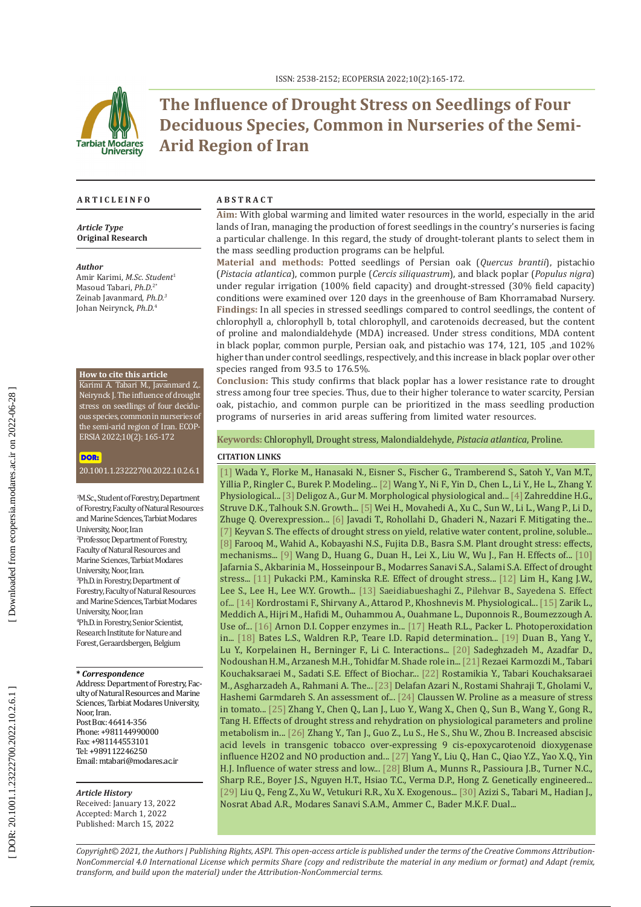# The Influence of Drought Stress on Seedlings of Four Deciduous Species, Common in Nurseries of the Semi-Arid Region of Iran

## ARTICLE INFO

*Article Type*
**Original Research**

*Author*
Amir Karimi, *M.Sc. Student*[1]
Masoud Tabari, *Ph.D.*[2*]
Zeinab Javanmard, *Ph.D.*[3]
Johan Neirynck, *Ph.D.*[4]

**How to cite this article**
Karimi A. Tabari M., Javanmard Z,. Neirynck J. The influence of drought stress on seedlings of four deciduous species, common in nurseries of the semi-arid region of Iran. ECOPERSIA 2022;10(2): 165-172

DOR:
20.1001.1.23222700.2022.10.2.6.1

[1]M.Sc., Student of Forestry, Department of Forestry, Faculty of Natural Resources and Marine Sciences, Tarbiat Modares University, Noor, Iran
[2]Professor, Department of Forestry, Faculty of Natural Resources and Marine Sciences, Tarbiat Modares University, Noor, Iran.
[3]Ph.D. in Forestry, Department of Forestry, Faculty of Natural Resources and Marine Sciences, Tarbiat Modares University, Noor, Iran
[4]Ph.D. in Forestry, Senior Scientist, Research Institute for Nature and Forest, Geraardsbergen, Belgium

**\* *Correspondence***
Address: Department of Forestry, Faculty of Natural Resources and Marine Sciences, Tarbiat Modares University, Noor, Iran.
Post Box: 46414-356
Phone: +981144990000
Fax: +981144553101
Tel: +989112246250
Email: mtabari@modares.ac.ir

*Article History*
Received: January 13, 2022
Accepted: March 1, 2022
Published: March 15, 2022

## ABSTRACT

**Aim:** With global warming and limited water resources in the world, especially in the arid lands of Iran, managing the production of forest seedlings in the country's nurseries is facing a particular challenge. In this regard, the study of drought-tolerant plants to select them in the mass seedling production programs can be helpful.

**Material and methods:** Potted seedlings of Persian oak (*Quercus brantii*), pistachio (*Pistacia atlantica*), common purple (*Cercis siliquastrum*), and black poplar (*Populus nigra*) under regular irrigation (100% field capacity) and drought-stressed (30% field capacity) conditions were examined over 120 days in the greenhouse of Bam Khorramabad Nursery.

**Findings:** In all species in stressed seedlings compared to control seedlings, the content of chlorophyll a, chlorophyll b, total chlorophyll, and carotenoids decreased, but the content of proline and malondialdehyde (MDA) increased. Under stress conditions, MDA content in black poplar, common purple, Persian oak, and pistachio was 174, 121, 105 ,and 102% higher than under control seedlings, respectively, and this increase in black poplar over other species ranged from 93.5 to 176.5%.

**Conclusion:** This study confirms that black poplar has a lower resistance rate to drought stress among four tree species. Thus, due to their higher tolerance to water scarcity, Persian oak, pistachio, and common purple can be prioritized in the mass seedling production programs of nurseries in arid areas suffering from limited water resources.

**Keywords:** Chlorophyll, Drought stress, Malondialdehyde, *Pistacia atlantica*, Proline.

## CITATION LINKS

[1] Wada Y., Florke M., Hanasaki N., Eisner S., Fischer G., Tramberend S., Satoh Y., Van M.T., Yillia P., Ringler C., Burek P. Modeling... [2] Wang Y., Ni F., Yin D., Chen L., Li Y., He L., Zhang Y. Physiological... [3] Deligoz A., Gur M. Morphological physiological and... [4] Zahreddine H.G., Struve D.K., Talhouk S.N. Growth... [5] Wei H., Movahedi A., Xu C., Sun W., Li L., Wang P., Li D., Zhuge Q. Overexpression... [6] Javadi T., Rohollahi D., Ghaderi N., Nazari F. Mitigating the... [7] Keyvan S. The effects of drought stress on yield, relative water content, proline, soluble... [8] Farooq M., Wahid A., Kobayashi N.S., Fujita D.B., Basra S.M. Plant drought stress: effects, mechanisms... [9] Wang D., Huang G., Duan H., Lei X., Liu W., Wu J., Fan H. Effects of... [10] Jafarnia S., Akbarinia M., Hosseinpour B., Modarres Sanavi S.A., Salami S.A. Effect of drought stress... [11] Pukacki P.M., Kaminska R.E. Effect of drought stress... [12] Lim H., Kang J.W., Lee S., Lee H., Lee W.Y. Growth... [13] Saeidiabueshaghi Z., Pilehvar B., Sayedena S. Effect of... [14] Kordrostami F., Shirvany A., Attarod P., Khoshnevis M. Physiological... [15] Zarik L., Meddich A., Hijri M., Hafidi M., Ouhammou A., Ouahmane L., Duponnois R., Boumezzough A. Use of... [16] Arnon D.I. Copper enzymes in... [17] Heath R.L., Packer L. Photoperoxidation in... [18] Bates L.S., Waldren R.P., Teare I.D. Rapid determination... [19] Duan B., Yang Y., Lu Y., Korpelainen H., Berninger F., Li C. Interactions... [20] Sadeghzadeh M., Azadfar D., Nodoushan H.M., Arzanesh M.H., Tohidfar M. Shade role in... [21] Rezaei Karmozdi M., Tabari Kouchaksaraei M., Sadati S.E. Effect of Biochar... [22] Rostamikia Y., Tabari Kouchaksaraei M., Asgharzadeh A., Rahmani A. The... [23] Delafan Azari N., Rostami Shahraji T., Gholami V., Hashemi Garmdareh S. An assessment of... [24] Claussen W. Proline as a measure of stress in tomato... [25] Zhang Y., Chen Q., Lan J., Luo Y., Wang X., Chen Q., Sun B., Wang Y., Gong R., Tang H. Effects of drought stress and rehydration on physiological parameters and proline metabolism in... [26] Zhang Y., Tan J., Guo Z., Lu S., He S., Shu W., Zhou B. Increased abscisic acid levels in transgenic tobacco over-expressing 9 cis-epoxycarotenoid dioxygenase influence H2O2 and NO production and... [27] Yang Y., Liu Q., Han C., Qiao Y.Z., Yao X.Q., Yin H.J. Influence of water stress and low... [28] Blum A., Munns R., Passioura J.B., Turner N.C., Sharp R.E., Boyer J.S., Nguyen H.T., Hsiao T.C., Verma D.P., Hong Z. Genetically engineered... [29] Liu Q., Feng Z., Xu W., Vetukuri R.R., Xu X. Exogenous... [30] Azizi S., Tabari M., Hadian J., Nosrat Abad A.R., Modares Sanavi S.A.M., Ammer C., Bader M.K.F. Dual...

*Copyright© 2021, the Authors | Publishing Rights, ASPI. This open-access article is published under the terms of the Creative Commons Attribution-NonCommercial 4.0 International License which permits Share (copy and redistribute the material in any medium or format) and Adapt (remix, transform, and build upon the material) under the Attribution-NonCommercial terms.*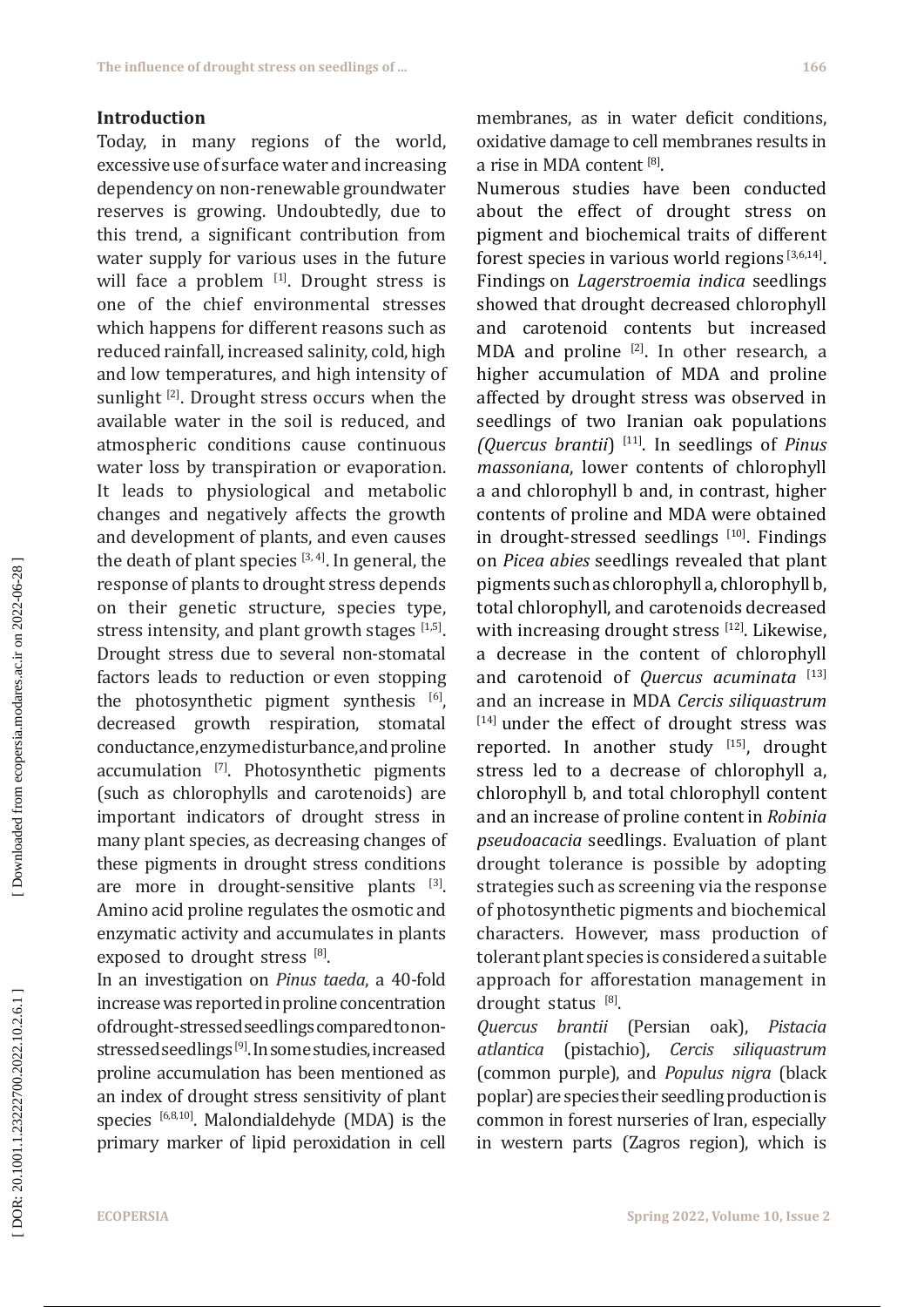## Introduction

Today, in many regions of the world, excessive use of surface water and increasing dependency on non-renewable groundwater reserves is growing. Undoubtedly, due to this trend, a significant contribution from water supply for various uses in the future will face a problem [1]. Drought stress is one of the chief environmental stresses which happens for different reasons such as reduced rainfall, increased salinity, cold, high and low temperatures, and high intensity of sunlight [2]. Drought stress occurs when the available water in the soil is reduced, and atmospheric conditions cause continuous water loss by transpiration or evaporation. It leads to physiological and metabolic changes and negatively affects the growth and development of plants, and even causes the death of plant species [3, 4]. In general, the response of plants to drought stress depends on their genetic structure, species type, stress intensity, and plant growth stages [1,5]. Drought stress due to several non-stomatal factors leads to reduction or even stopping the photosynthetic pigment synthesis [6], decreased growth respiration, stomatal conductance, enzyme disturbance, and proline accumulation [7]. Photosynthetic pigments (such as chlorophylls and carotenoids) are important indicators of drought stress in many plant species, as decreasing changes of these pigments in drought stress conditions are more in drought-sensitive plants [3]. Amino acid proline regulates the osmotic and enzymatic activity and accumulates in plants exposed to drought stress [8].

In an investigation on *Pinus taeda*, a 40-fold increase was reported in proline concentration of drought-stressed seedlings compared to non-stressed seedlings [9]. In some studies, increased proline accumulation has been mentioned as an index of drought stress sensitivity of plant species [6,8,10]. Malondialdehyde (MDA) is the primary marker of lipid peroxidation in cell membranes, as in water deficit conditions, oxidative damage to cell membranes results in a rise in MDA content [8].

Numerous studies have been conducted about the effect of drought stress on pigment and biochemical traits of different forest species in various world regions [3,6,14]. Findings on *Lagerstroemia indica* seedlings showed that drought decreased chlorophyll and carotenoid contents but increased MDA and proline [2]. In other research, a higher accumulation of MDA and proline affected by drought stress was observed in seedlings of two Iranian oak populations *(Quercus brantii*) [11]. In seedlings of *Pinus massoniana*, lower contents of chlorophyll a and chlorophyll b and, in contrast, higher contents of proline and MDA were obtained in drought-stressed seedlings [10]. Findings on *Picea abies* seedlings revealed that plant pigments such as chlorophyll a, chlorophyll b, total chlorophyll, and carotenoids decreased with increasing drought stress [12]. Likewise, a decrease in the content of chlorophyll and carotenoid of *Quercus acuminata* [13] and an increase in MDA *Cercis siliquastrum* [14] under the effect of drought stress was reported. In another study [15], drought stress led to a decrease of chlorophyll a, chlorophyll b, and total chlorophyll content and an increase of proline content in *Robinia pseudoacacia* seedlings. Evaluation of plant drought tolerance is possible by adopting strategies such as screening via the response of photosynthetic pigments and biochemical characters. However, mass production of tolerant plant species is considered a suitable approach for afforestation management in drought status [8].

*Quercus brantii* (Persian oak), *Pistacia atlantica* (pistachio), *Cercis siliquastrum* (common purple), and *Populus nigra* (black poplar) are species their seedling production is common in forest nurseries of Iran, especially in western parts (Zagros region), which is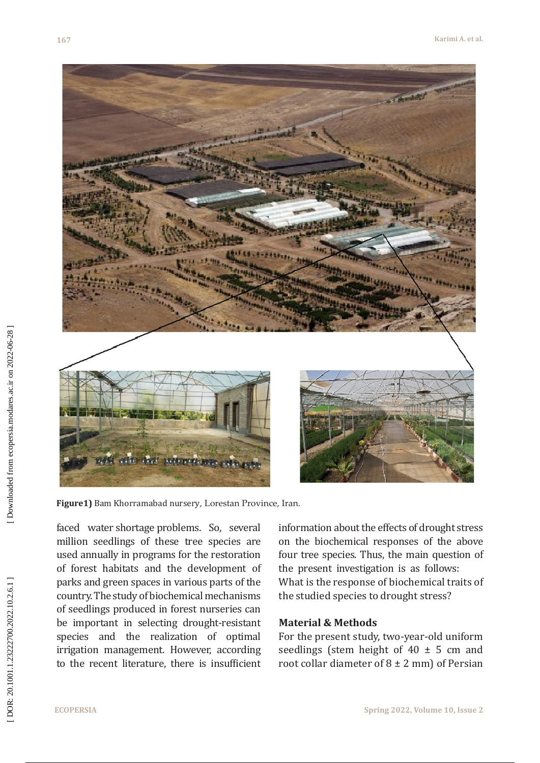Figure1) Bam Khorramabad nursery, Lorestan Province, Iran.

faced water shortage problems. So, several million seedlings of these tree species are used annually in programs for the restoration of forest habitats and the development of parks and green spaces in various parts of the country. The study of biochemical mechanisms of seedlings produced in forest nurseries can be important in selecting drought-resistant species and the realization of optimal irrigation management. However, according to the recent literature, there is insufficient information about the effects of drought stress on the biochemical responses of the above four tree species. Thus, the main question of the present investigation is as follows: What is the response of biochemical traits of the studied species to drought stress?

## Material & Methods

For the present study, two-year-old uniform seedlings (stem height of 40 ± 5 cm and root collar diameter of 8 ± 2 mm) of Persian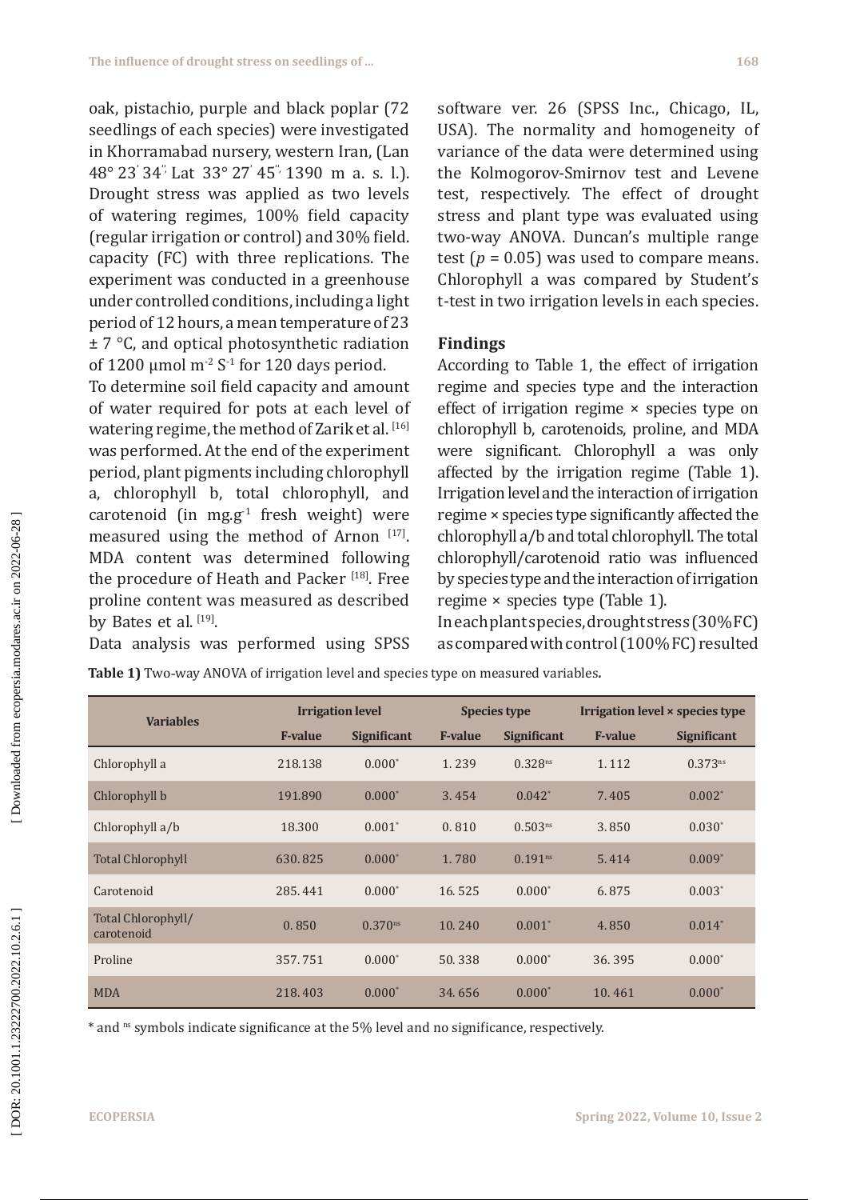oak, pistachio, purple and black poplar (72 seedlings of each species) were investigated in Khorramabad nursery, western Iran, (Lan 48° 23' 34'' Lat 33° 27' 45'' 1390 m a. s. l.). Drought stress was applied as two levels of watering regimes, 100% field capacity (regular irrigation or control) and 30% field. capacity (FC) with three replications. The experiment was conducted in a greenhouse under controlled conditions, including a light period of 12 hours, a mean temperature of 23 ± 7 °C, and optical photosynthetic radiation of 1200 µmol $m^{-2}$ $S^{-1}$ for 120 days period.

To determine soil field capacity and amount of water required for pots at each level of watering regime, the method of Zarik et al. [16] was performed. At the end of the experiment period, plant pigments including chlorophyll a, chlorophyll b, total chlorophyll, and carotenoid (in $mg.g^{-1}$ fresh weight) were measured using the method of Arnon [17]. MDA content was determined following the procedure of Heath and Packer [18]. Free proline content was measured as described by Bates et al. [19].

Data analysis was performed using SPSS software ver. 26 (SPSS Inc., Chicago, IL, USA). The normality and homogeneity of variance of the data were determined using the Kolmogorov-Smirnov test and Levene test, respectively. The effect of drought stress and plant type was evaluated using two-way ANOVA. Duncan's multiple range test ($p = 0.05$) was used to compare means. Chlorophyll a was compared by Student's t-test in two irrigation levels in each species.

## Findings

According to Table 1, the effect of irrigation regime and species type and the interaction effect of irrigation regime × species type on chlorophyll b, carotenoids, proline, and MDA were significant. Chlorophyll a was only affected by the irrigation regime (Table 1). Irrigation level and the interaction of irrigation regime × species type significantly affected the chlorophyll a/b and total chlorophyll. The total chlorophyll/carotenoid ratio was influenced by species type and the interaction of irrigation regime × species type (Table 1).

In each plant species, drought stress (30%FC) as compared with control (100%FC) resulted

**Table 1)** Two-way ANOVA of irrigation level and species type on measured variables.

| Variables | Irrigation level | | Species type | | Irrigation level × species type | |
|---|---|---|---|---|---|---|
| | F-value | Significant | F-value | Significant | F-value | Significant |
| Chlorophyll a | 218.138 | 0.000* | 1. 239 | 0.328ns | 1. 112 | 0.373ns |
| Chlorophyll b | 191.890 | 0.000* | 3. 454 | 0.042* | 7. 405 | 0.002* |
| Chlorophyll a/b | 18.300 | 0.001* | 0. 810 | 0.503ns | 3. 850 | 0.030* |
| Total Chlorophyll | 630. 825 | 0.000* | 1. 780 | 0.191ns | 5. 414 | 0.009* |
| Carotenoid | 285. 441 | 0.000* | 16. 525 | 0.000* | 6. 875 | 0.003* |
| Total Chlorophyll/ carotenoid | 0. 850 | 0.370ns | 10. 240 | 0.001* | 4. 850 | 0.014* |
| Proline | 357. 751 | 0.000* | 50. 338 | 0.000* | 36. 395 | 0.000* |
| MDA | 218. 403 | 0.000* | 34. 656 | 0.000* | 10. 461 | 0.000* |

* and ns symbols indicate significance at the 5% level and no significance, respectively.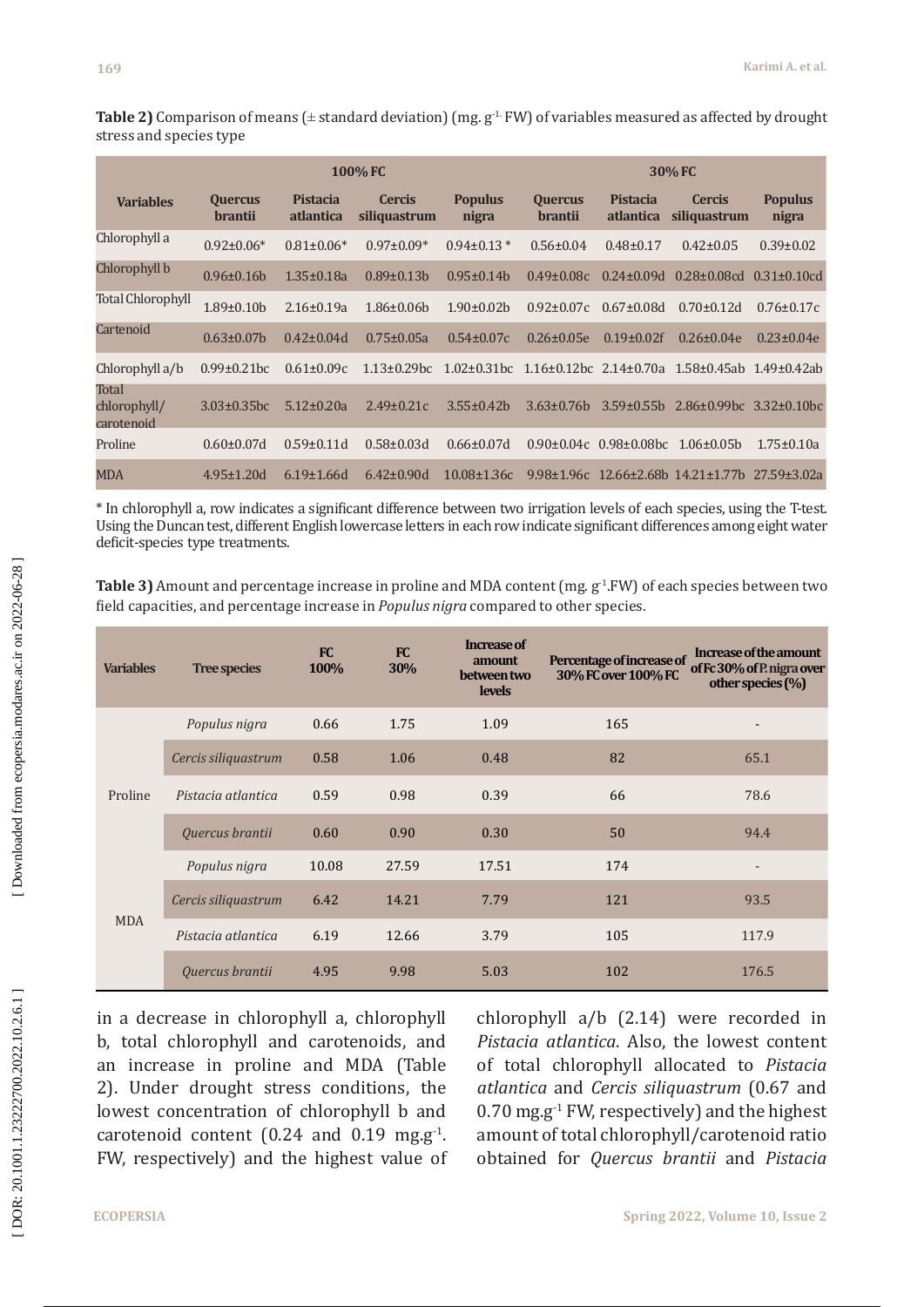**Table 2)** Comparison of means (± standard deviation) (mg. $g^{-1}$ FW) of variables measured as affected by drought stress and species type

| | 100% FC | | | | 30% FC | | | |
|---|---|---|---|---|---|---|---|---|
| **Variables** | **Quercus brantii** | **Pistacia atlantica** | **Cercis siliquastrum** | **Populus nigra** | **Quercus brantii** | **Pistacia atlantica** | **Cercis siliquastrum** | **Populus nigra** |
| Chlorophyll a | 0.92±0.06* | 0.81±0.06* | 0.97±0.09* | 0.94±0.13 * | 0.56±0.04 | 0.48±0.17 | 0.42±0.05 | 0.39±0.02 |
| Chlorophyll b | 0.96±0.16b | 1.35±0.18a | 0.89±0.13b | 0.95±0.14b | 0.49±0.08c | 0.24±0.09d | 0.28±0.08cd | 0.31±0.10cd |
| Total Chlorophyll | 1.89±0.10b | 2.16±0.19a | 1.86±0.06b | 1.90±0.02b | 0.92±0.07c | 0.67±0.08d | 0.70±0.12d | 0.76±0.17c |
| Cartenoid | 0.63±0.07b | 0.42±0.04d | 0.75±0.05a | 0.54±0.07c | 0.26±0.05e | 0.19±0.02f | 0.26±0.04e | 0.23±0.04e |
| Chlorophyll a/b | 0.99±0.21bc | 0.61±0.09c | 1.13±0.29bc | 1.02±0.31bc | 1.16±0.12bc | 2.14±0.70a | 1.58±0.45ab | 1.49±0.42ab |
| Total chlorophyll/ carotenoid | 3.03±0.35bc | 5.12±0.20a | 2.49±0.21c | 3.55±0.42b | 3.63±0.76b | 3.59±0.55b | 2.86±0.99bc | 3.32±0.10bc |
| Proline | 0.60±0.07d | 0.59±0.11d | 0.58±0.03d | 0.66±0.07d | 0.90±0.04c | 0.98±0.08bc | 1.06±0.05b | 1.75±0.10a |
| MDA | 4.95±1.20d | 6.19±1.66d | 6.42±0.90d | 10.08±1.36c | 9.98±1.96c | 12.66±2.68b | 14.21±1.77b | 27.59±3.02a |

\* In chlorophyll a, row indicates a significant difference between two irrigation levels of each species, using the T-test. Using the Duncan test, different English lowercase letters in each row indicate significant differences among eight water deficit-species type treatments.

**Table 3)** Amount and percentage increase in proline and MDA content (mg. $g^{-1}$.FW) of each species between two field capacities, and percentage increase in *Populus nigra* compared to other species.

| Variables | Tree species | FC 100% | FC 30% | Increase of amount between two levels | Percentage of increase of 30% FC over 100% FC | Increase of the amount of Fc 30% of P. nigra over other species (%) |
|---|---|---|---|---|---|---|
| Proline | *Populus nigra* | 0.66 | 1.75 | 1.09 | 165 | - |
| | *Cercis siliquastrum* | 0.58 | 1.06 | 0.48 | 82 | 65.1 |
| | *Pistacia atlantica* | 0.59 | 0.98 | 0.39 | 66 | 78.6 |
| | *Quercus brantii* | 0.60 | 0.90 | 0.30 | 50 | 94.4 |
| MDA | *Populus nigra* | 10.08 | 27.59 | 17.51 | 174 | - |
| | *Cercis siliquastrum* | 6.42 | 14.21 | 7.79 | 121 | 93.5 |
| | *Pistacia atlantica* | 6.19 | 12.66 | 3.79 | 105 | 117.9 |
| | *Quercus brantii* | 4.95 | 9.98 | 5.03 | 102 | 176.5 |

in a decrease in chlorophyll a, chlorophyll b, total chlorophyll and carotenoids, and an increase in proline and MDA (Table 2). Under drought stress conditions, the lowest concentration of chlorophyll b and carotenoid content (0.24 and 0.19 mg.$g^{-1}$. FW, respectively) and the highest value of chlorophyll a/b (2.14) were recorded in *Pistacia atlantica*. Also, the lowest content of total chlorophyll allocated to *Pistacia atlantica* and *Cercis siliquastrum* (0.67 and 0.70 mg.$g^{-1}$ FW, respectively) and the highest amount of total chlorophyll/carotenoid ratio obtained for *Quercus brantii* and *Pistacia*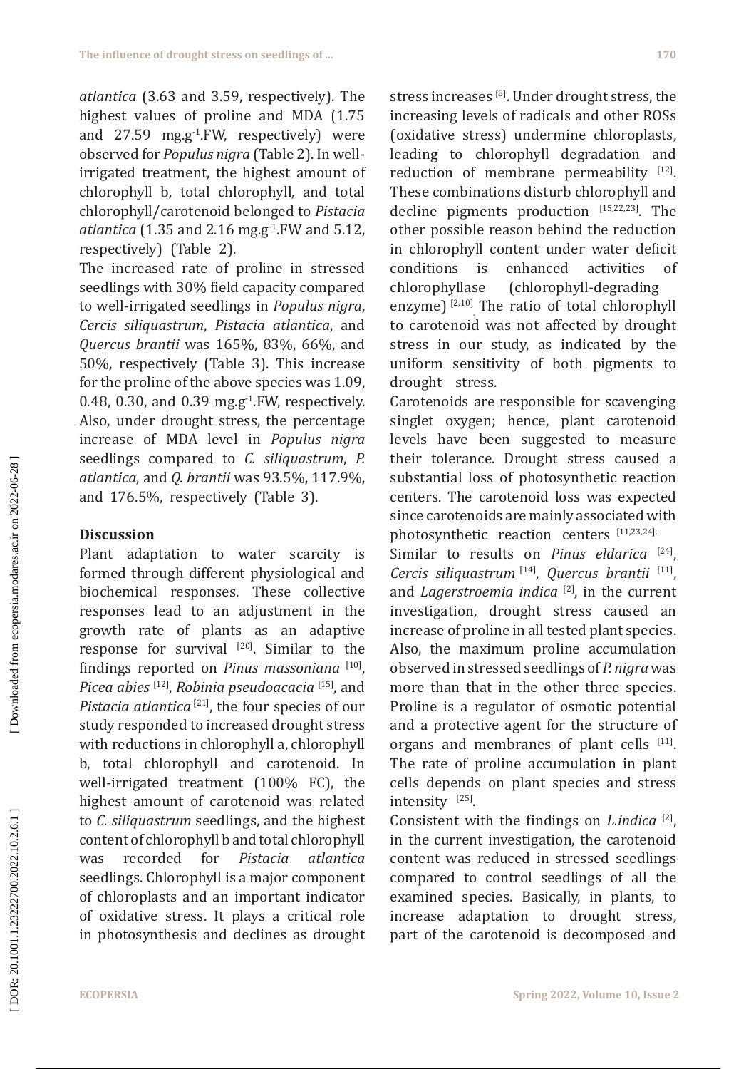*atlantica* (3.63 and 3.59, respectively). The highest values of proline and MDA (1.75 and 27.59 $mg.g^{-1}$.FW, respectively) were observed for *Populus nigra* (Table 2). In well-irrigated treatment, the highest amount of chlorophyll b, total chlorophyll, and total chlorophyll/carotenoid belonged to *Pistacia atlantica* (1.35 and 2.16 $mg.g^{-1}$.FW and 5.12, respectively) (Table 2).

The increased rate of proline in stressed seedlings with 30% field capacity compared to well-irrigated seedlings in *Populus nigra*, *Cercis siliquastrum*, *Pistacia atlantica*, and *Quercus brantii* was 165%, 83%, 66%, and 50%, respectively (Table 3). This increase for the proline of the above species was 1.09, 0.48, 0.30, and 0.39 $mg.g^{-1}$.FW, respectively. Also, under drought stress, the percentage increase of MDA level in *Populus nigra* seedlings compared to *C. siliquastrum*, *P. atlantica*, and *Q. brantii* was 93.5%, 117.9%, and 176.5%, respectively (Table 3).

## Discussion

Plant adaptation to water scarcity is formed through different physiological and biochemical responses. These collective responses lead to an adjustment in the growth rate of plants as an adaptive response for survival [20]. Similar to the findings reported on *Pinus massoniana* [10], *Picea abies* [12], *Robinia pseudoacacia* [15], and *Pistacia atlantica* [21], the four species of our study responded to increased drought stress with reductions in chlorophyll a, chlorophyll b, total chlorophyll and carotenoid. In well-irrigated treatment (100% FC), the highest amount of carotenoid was related to *C. siliquastrum* seedlings, and the highest content of chlorophyll b and total chlorophyll was recorded for *Pistacia atlantica* seedlings. Chlorophyll is a major component of chloroplasts and an important indicator of oxidative stress. It plays a critical role in photosynthesis and declines as drought stress increases [8]. Under drought stress, the increasing levels of radicals and other ROSs (oxidative stress) undermine chloroplasts, leading to chlorophyll degradation and reduction of membrane permeability [12]. These combinations disturb chlorophyll and decline pigments production [15,22,23]. The other possible reason behind the reduction in chlorophyll content under water deficit conditions is enhanced activities of chlorophyllase (chlorophyll-degrading enzyme) [2,10]. The ratio of total chlorophyll to carotenoid was not affected by drought stress in our study, as indicated by the uniform sensitivity of both pigments to drought stress.

Carotenoids are responsible for scavenging singlet oxygen; hence, plant carotenoid levels have been suggested to measure their tolerance. Drought stress caused a substantial loss of photosynthetic reaction centers. The carotenoid loss was expected since carotenoids are mainly associated with photosynthetic reaction centers [11,23,24].

Similar to results on *Pinus eldarica* [24], *Cercis siliquastrum* [14], *Quercus brantii* [11], and *Lagerstroemia indica* [2], in the current investigation, drought stress caused an increase of proline in all tested plant species. Also, the maximum proline accumulation observed in stressed seedlings of *P. nigra* was more than that in the other three species. Proline is a regulator of osmotic potential and a protective agent for the structure of organs and membranes of plant cells [11]. The rate of proline accumulation in plant cells depends on plant species and stress intensity [25].

Consistent with the findings on *L.indica* [2], in the current investigation, the carotenoid content was reduced in stressed seedlings compared to control seedlings of all the examined species. Basically, in plants, to increase adaptation to drought stress, part of the carotenoid is decomposed and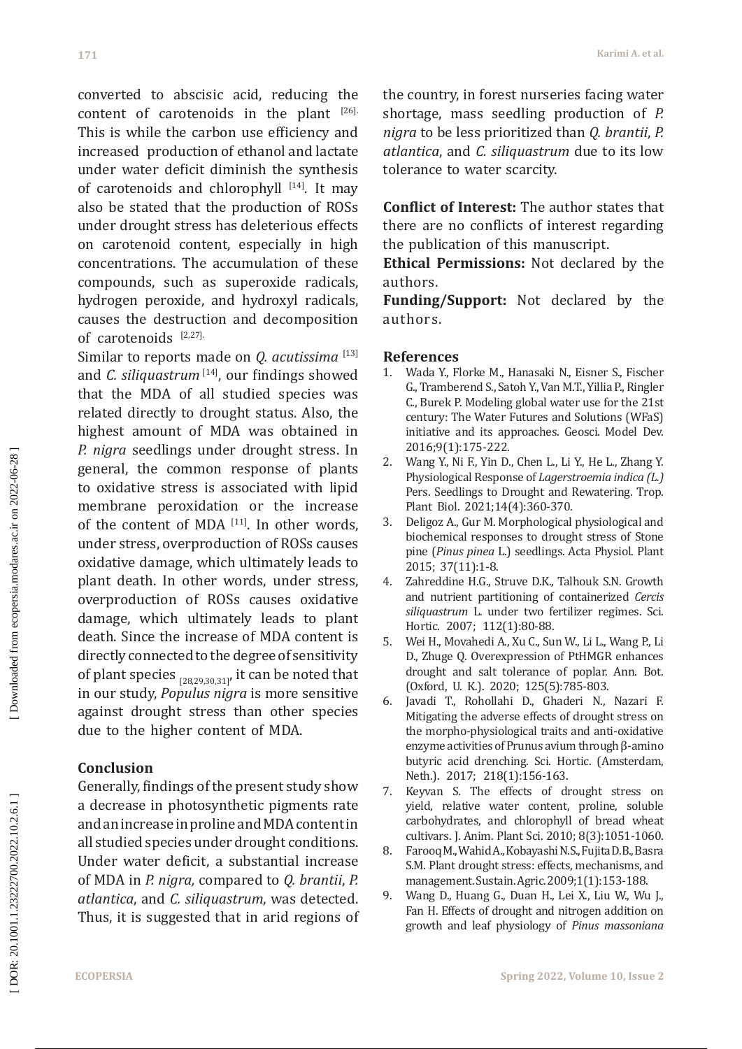converted to abscisic acid, reducing the content of carotenoids in the plant [26]. This is while the carbon use efficiency and increased production of ethanol and lactate under water deficit diminish the synthesis of carotenoids and chlorophyll [14]. It may also be stated that the production of ROSs under drought stress has deleterious effects on carotenoid content, especially in high concentrations. The accumulation of these compounds, such as superoxide radicals, hydrogen peroxide, and hydroxyl radicals, causes the destruction and decomposition of carotenoids [2,27].

Similar to reports made on *Q. acutissima* [13] and *C. siliquastrum* [14], our findings showed that the MDA of all studied species was related directly to drought status. Also, the highest amount of MDA was obtained in *P. nigra* seedlings under drought stress. In general, the common response of plants to oxidative stress is associated with lipid membrane peroxidation or the increase of the content of MDA [11]. In other words, under stress, overproduction of ROSs causes oxidative damage, which ultimately leads to plant death. In other words, under stress, overproduction of ROSs causes oxidative damage, which ultimately leads to plant death. Since the increase of MDA content is directly connected to the degree of sensitivity of plant species [28,29,30,31], it can be noted that in our study, *Populus nigra* is more sensitive against drought stress than other species due to the higher content of MDA.

## Conclusion

Generally, findings of the present study show a decrease in photosynthetic pigments rate and an increase in proline and MDA content in all studied species under drought conditions. Under water deficit, a substantial increase of MDA in *P. nigra,* compared to *Q. brantii*, *P. atlantica*, and *C. siliquastrum*, was detected. Thus, it is suggested that in arid regions of the country, in forest nurseries facing water shortage, mass seedling production of *P. nigra* to be less prioritized than *Q. brantii*, *P. atlantica*, and *C. siliquastrum* due to its low tolerance to water scarcity.

**Conflict of Interest:** The author states that there are no conflicts of interest regarding the publication of this manuscript.

**Ethical Permissions:** Not declared by the authors.

**Funding/Support:** Not declared by the authors.

## References

1. Wada Y., Florke M., Hanasaki N., Eisner S., Fischer G., Tramberend S., Satoh Y., Van M.T., Yillia P., Ringler C., Burek P. Modeling global water use for the 21st century: The Water Futures and Solutions (WFaS) initiative and its approaches. Geosci. Model Dev. 2016;9(1):175-222.
2. Wang Y., Ni F., Yin D., Chen L., Li Y., He L., Zhang Y. Physiological Response of *Lagerstroemia indica (L.)* Pers. Seedlings to Drought and Rewatering. Trop. Plant Biol. 2021;14(4):360-370.
3. Deligoz A., Gur M. Morphological physiological and biochemical responses to drought stress of Stone pine (*Pinus pinea* L.) seedlings. Acta Physiol. Plant 2015; 37(11):1-8.
4. Zahreddine H.G., Struve D.K., Talhouk S.N. Growth and nutrient partitioning of containerized *Cercis siliquastrum* L. under two fertilizer regimes. Sci. Hortic. 2007; 112(1):80-88.
5. Wei H., Movahedi A., Xu C., Sun W., Li L., Wang P., Li D., Zhuge Q. Overexpression of PtHMGR enhances drought and salt tolerance of poplar. Ann. Bot. (Oxford, U. K.). 2020; 125(5):785-803.
6. Javadi T., Rohollahi D., Ghaderi N., Nazari F. Mitigating the adverse effects of drought stress on the morpho-physiological traits and anti-oxidative enzyme activities of Prunus avium through β-amino butyric acid drenching. Sci. Hortic. (Amsterdam, Neth.). 2017; 218(1):156-163.
7. Keyvan S. The effects of drought stress on yield, relative water content, proline, soluble carbohydrates, and chlorophyll of bread wheat cultivars. J. Anim. Plant Sci. 2010; 8(3):1051-1060.
8. Farooq M., Wahid A., Kobayashi N.S., Fujita D.B., Basra S.M. Plant drought stress: effects, mechanisms, and management. Sustain. Agric. 2009;1(1):153-188.
9. Wang D., Huang G., Duan H., Lei X., Liu W., Wu J., Fan H. Effects of drought and nitrogen addition on growth and leaf physiology of *Pinus massoniana*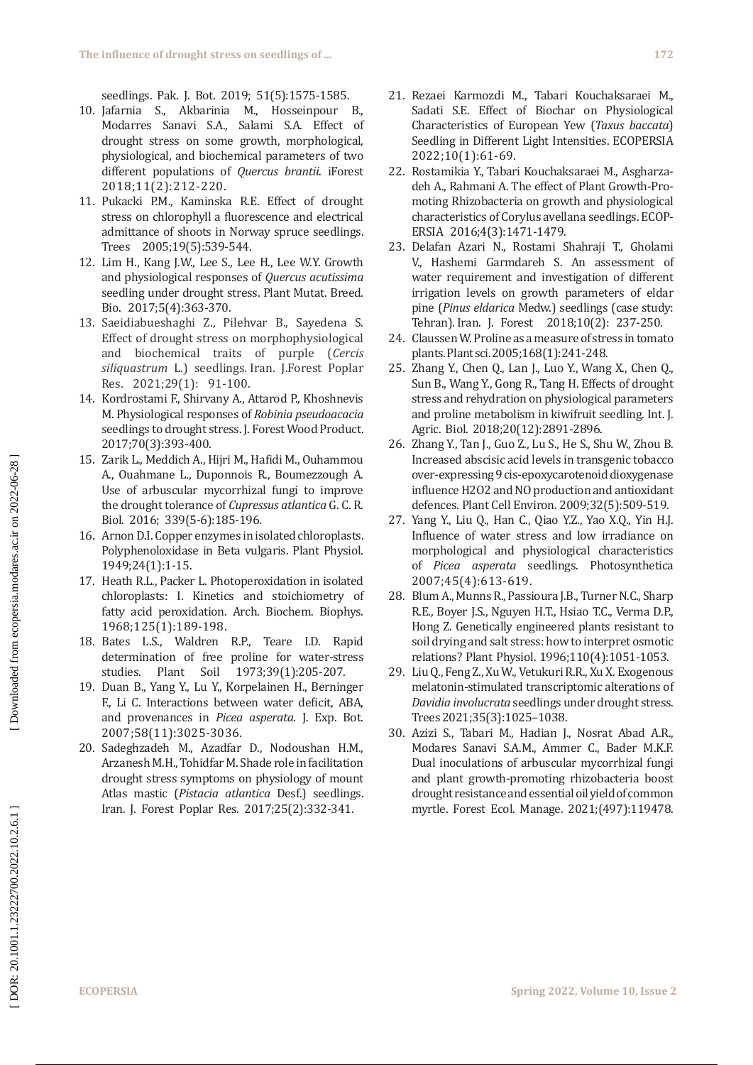seedlings. Pak. J. Bot. 2019; 51(5):1575-1585.

10. Jafarnia S., Akbarinia M., Hosseinpour B., Modarres Sanavi S.A., Salami S.A. Effect of drought stress on some growth, morphological, physiological, and biochemical parameters of two different populations of *Quercus brantii*. iForest 2018;11(2):212-220.
11. Pukacki P.M., Kaminska R.E. Effect of drought stress on chlorophyll a fluorescence and electrical admittance of shoots in Norway spruce seedlings. Trees 2005;19(5):539-544.
12. Lim H., Kang J.W., Lee S., Lee H., Lee W.Y. Growth and physiological responses of *Quercus acutissima* seedling under drought stress. Plant Mutat. Breed. Bio. 2017;5(4):363-370.
13. Saeidiabueshaghi Z., Pilehvar B., Sayedena S. Effect of drought stress on morphophysiological and biochemical traits of purple (*Cercis siliquastrum* L.) seedlings. Iran. J.Forest Poplar Res. 2021;29(1): 91-100.
14. Kordrostami F., Shirvany A., Attarod P., Khoshnevis M. Physiological responses of *Robinia pseudoacacia* seedlings to drought stress. J. Forest Wood Product. 2017;70(3):393-400.
15. Zarik L., Meddich A., Hijri M., Hafidi M., Ouhammou A., Ouahmane L., Duponnois R., Boumezzough A. Use of arbuscular mycorrhizal fungi to improve the drought tolerance of *Cupressus atlantica* G. C. R. Biol. 2016; 339(5-6):185-196.
16. Arnon D.I. Copper enzymes in isolated chloroplasts. Polyphenoloxidase in Beta vulgaris. Plant Physiol. 1949;24(1):1-15.
17. Heath R.L., Packer L. Photoperoxidation in isolated chloroplasts: I. Kinetics and stoichiometry of fatty acid peroxidation. Arch. Biochem. Biophys. 1968;125(1):189-198.
18. Bates L.S., Waldren R.P., Teare I.D. Rapid determination of free proline for water-stress studies. Plant Soil 1973;39(1):205-207.
19. Duan B., Yang Y., Lu Y., Korpelainen H., Berninger F., Li C. Interactions between water deficit, ABA, and provenances in *Picea asperata*. J. Exp. Bot. 2007;58(11):3025-3036.
20. Sadeghzadeh M., Azadfar D., Nodoushan H.M., Arzanesh M.H., Tohidfar M. Shade role in facilitation drought stress symptoms on physiology of mount Atlas mastic (*Pistacia atlantica* Desf.) seedlings. Iran. J. Forest Poplar Res. 2017;25(2):332-341.
21. Rezaei Karmozdi M., Tabari Kouchaksaraei M., Sadati S.E. Effect of Biochar on Physiological Characteristics of European Yew (*Taxus baccata*) Seedling in Different Light Intensities. ECOPERSIA 2022;10(1):61-69.
22. Rostamikia Y., Tabari Kouchaksaraei M., Asgharzadeh A., Rahmani A. The effect of Plant Growth-Promoting Rhizobacteria on growth and physiological characteristics of Corylus avellana seedlings. ECOPERSIA 2016;4(3):1471-1479.
23. Delafan Azari N., Rostami Shahraji T., Gholami V., Hashemi Garmdareh S. An assessment of water requirement and investigation of different irrigation levels on growth parameters of eldar pine (*Pinus eldarica* Medw.) seedlings (case study: Tehran). Iran. J. Forest 2018;10(2): 237-250.
24. Claussen W. Proline as a measure of stress in tomato plants. Plant sci. 2005;168(1):241-248.
25. Zhang Y., Chen Q., Lan J., Luo Y., Wang X., Chen Q., Sun B., Wang Y., Gong R., Tang H. Effects of drought stress and rehydration on physiological parameters and proline metabolism in kiwifruit seedling. Int. J. Agric. Biol. 2018;20(12):2891-2896.
26. Zhang Y., Tan J., Guo Z., Lu S., He S., Shu W., Zhou B. Increased abscisic acid levels in transgenic tobacco over-expressing 9 cis-epoxycarotenoid dioxygenase influence H2O2 and NO production and antioxidant defences. Plant Cell Environ. 2009;32(5):509-519.
27. Yang Y., Liu Q., Han C., Qiao Y.Z., Yao X.Q., Yin H.J. Influence of water stress and low irradiance on morphological and physiological characteristics of *Picea asperata* seedlings. Photosynthetica 2007;45(4):613-619.
28. Blum A., Munns R., Passioura J.B., Turner N.C., Sharp R.E., Boyer J.S., Nguyen H.T., Hsiao T.C., Verma D.P., Hong Z. Genetically engineered plants resistant to soil drying and salt stress: how to interpret osmotic relations? Plant Physiol. 1996;110(4):1051-1053.
29. Liu Q., Feng Z., Xu W., Vetukuri R.R., Xu X. Exogenous melatonin-stimulated transcriptomic alterations of *Davidia involucrata* seedlings under drought stress. Trees 2021;35(3):1025–1038.
30. Azizi S., Tabari M., Hadian J., Nosrat Abad A.R., Modares Sanavi S.A.M., Ammer C., Bader M.K.F. Dual inoculations of arbuscular mycorrhizal fungi and plant growth-promoting rhizobacteria boost drought resistance and essential oil yield of common myrtle. Forest Ecol. Manage. 2021;(497):119478.